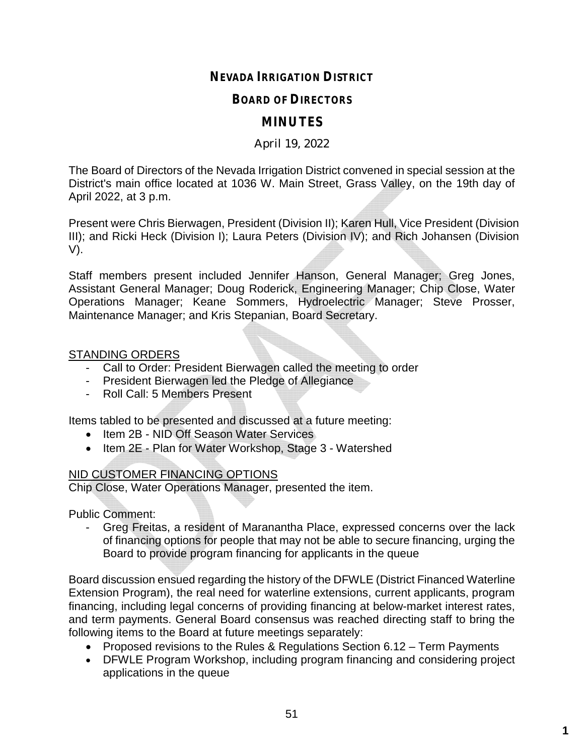# NEVADA IRRIGATION DISTRICT

## BOARD OF DIRECTORS

## MINUTES

April 19, 2022

The Board of Directors of the Nevada Irrigation District convened in special session at the District's main office located at 1036 W. Main Street, Grass Valley, on the 19th day of April 2022, at 3 p.m.

Present were Chris Bierwagen, President (Division II); Karen Hull, Vice President (Division III); and Ricki Heck (Division I); Laura Peters (Division IV); and Rich Johansen (Division V).

Staff members present included Jennifer Hanson, General Manager; Greg Jones, Assistant General Manager; Doug Roderick, Engineering Manager; Chip Close, Water Operations Manager; Keane Sommers, Hydroelectric Manager; Steve Prosser, Maintenance Manager; and Kris Stepanian, Board Secretary.

STANDING ORDERS

- Call to Order: President Bierwagen called the meeting to order
- President Bierwagen led the Pledge of Allegiance
- Roll Call: 5 Members Present

Items tabled to be presented and discussed at a future meeting:

- Item 2B - NID Off Season Water Services
- Item 2E - Plan for Water Workshop, Stage 3 - Watershed

NID CUSTOMER FINANCING OPTIONS

Chip Close, Water Operations Manager, presented the item.

Public Comment:

- Greg Freitas, a resident of Maranantha Place, expressed concerns over the lack of financing options for people that may not be able to secure financing, urging the Board to provide program financing for applicants in the queue

Board discussion ensued regarding the history of the DFWLE (District Financed Waterline Extension Program), the real need for waterline extensions, current applicants, program financing, including legal concerns of providing financing at below-market interest rates, and term payments. General Board consensus was reached directing staff to bring the following items to the Board at future meetings separately:

- Proposed revisions to the Rules & Regulations Section 6.12 – Term Payments
- DFWLE Program Workshop, including program financing and considering project applications in the queue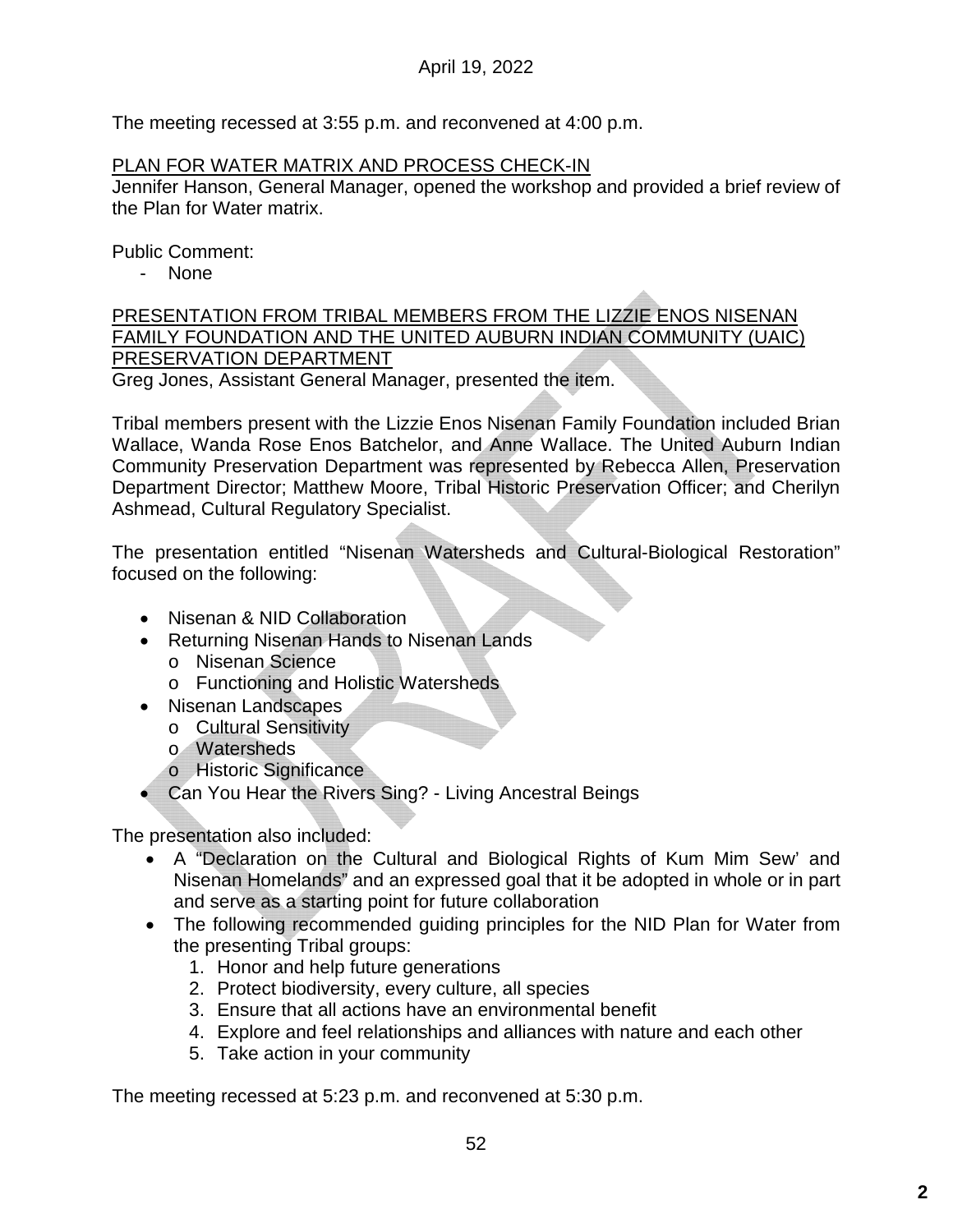The meeting recessed at 3:55 p.m. and reconvened at 4:00 p.m.

PLAN FOR WATER MATRIX AND PROCESS CHECK-IN

Jennifer Hanson, General Manager, opened the workshop and provided a brief review of the Plan for Water matrix.

Public Comment:

- None

PRESENTATION FROM TRIBAL MEMBERS FROM THE LIZZIE ENOS NISENAN FAMILY FOUNDATION AND THE UNITED AUBURN INDIAN COMMUNITY (UAIC) PRESERVATION DEPARTMENT

Greg Jones, Assistant General Manager, presented the item.

Tribal members present with the Lizzie Enos Nisenan Family Foundation included Brian Wallace, Wanda Rose Enos Batchelor, and Anne Wallace. The United Auburn Indian Community Preservation Department was represented by Rebecca Allen, Preservation Department Director; Matthew Moore, Tribal Historic Preservation Officer; and Cherilyn Ashmead, Cultural Regulatory Specialist.

The presentation entitled "Nisenan Watersheds and Cultural-Biological Restoration" focused on the following:

- Nisenan & NID Collaboration
- Returning Nisenan Hands to Nisenan Lands
  - Nisenan Science
  - Functioning and Holistic Watersheds
- Nisenan Landscapes
  - Cultural Sensitivity
  - Watersheds
  - Historic Significance
- Can You Hear the Rivers Sing? - Living Ancestral Beings

The presentation also included:

- A "Declaration on the Cultural and Biological Rights of Kum Mim Sew' and Nisenan Homelands" and an expressed goal that it be adopted in whole or in part and serve as a starting point for future collaboration
- The following recommended guiding principles for the NID Plan for Water from the presenting Tribal groups:
  1. Honor and help future generations
  2. Protect biodiversity, every culture, all species
  3. Ensure that all actions have an environmental benefit
  4. Explore and feel relationships and alliances with nature and each other
  5. Take action in your community

The meeting recessed at 5:23 p.m. and reconvened at 5:30 p.m.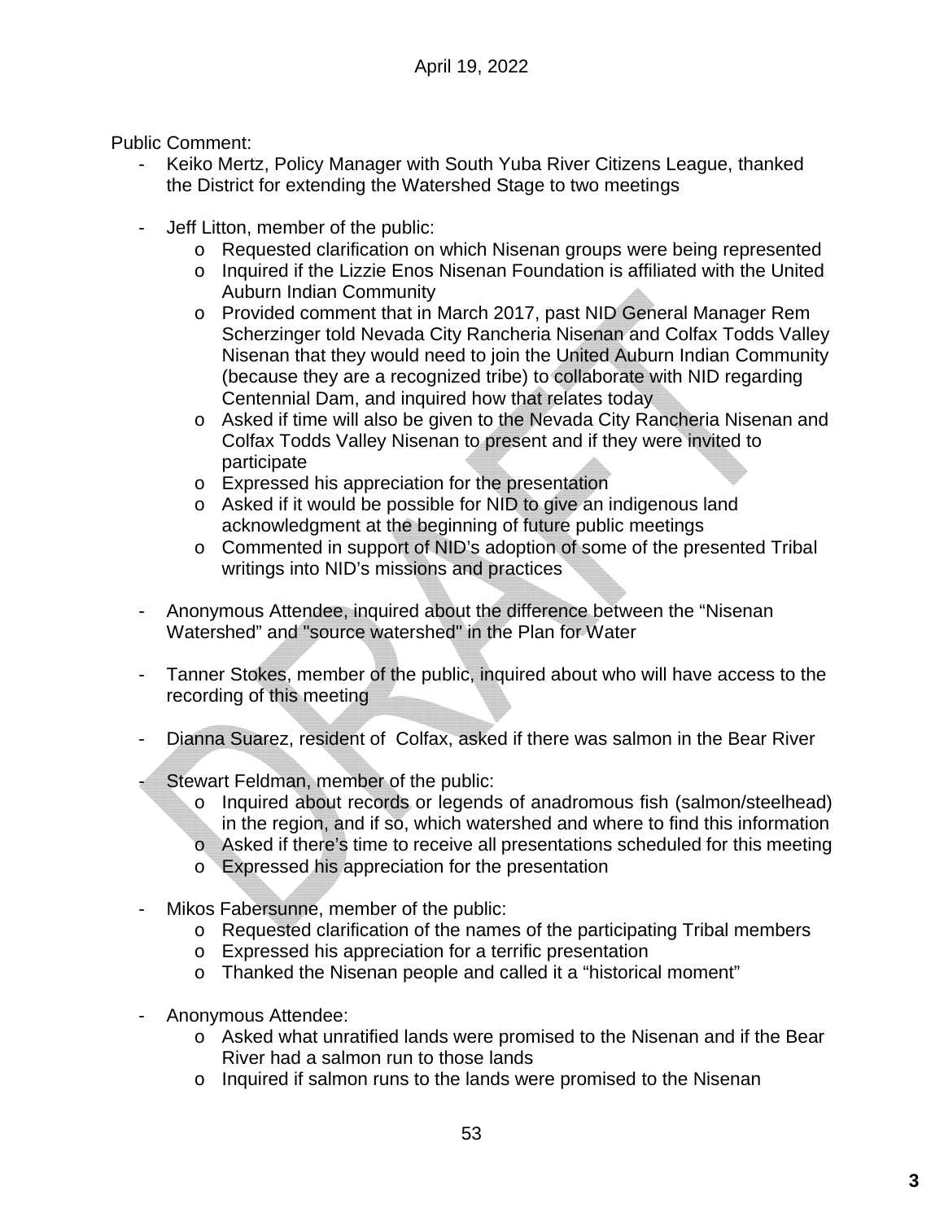Public Comment:

- Keiko Mertz, Policy Manager with South Yuba River Citizens League, thanked the District for extending the Watershed Stage to two meetings

- Jeff Litton, member of the public:
  - Requested clarification on which Nisenan groups were being represented
  - Inquired if the Lizzie Enos Nisenan Foundation is affiliated with the United Auburn Indian Community
  - Provided comment that in March 2017, past NID General Manager Rem Scherzinger told Nevada City Rancheria Nisenan and Colfax Todds Valley Nisenan that they would need to join the United Auburn Indian Community (because they are a recognized tribe) to collaborate with NID regarding Centennial Dam, and inquired how that relates today
  - Asked if time will also be given to the Nevada City Rancheria Nisenan and Colfax Todds Valley Nisenan to present and if they were invited to participate
  - Expressed his appreciation for the presentation
  - Asked if it would be possible for NID to give an indigenous land acknowledgment at the beginning of future public meetings
  - Commented in support of NID's adoption of some of the presented Tribal writings into NID's missions and practices

- Anonymous Attendee, inquired about the difference between the "Nisenan Watershed" and "source watershed" in the Plan for Water

- Tanner Stokes, member of the public, inquired about who will have access to the recording of this meeting

- Dianna Suarez, resident of Colfax, asked if there was salmon in the Bear River

- Stewart Feldman, member of the public:
  - Inquired about records or legends of anadromous fish (salmon/steelhead) in the region, and if so, which watershed and where to find this information
  - Asked if there's time to receive all presentations scheduled for this meeting
  - Expressed his appreciation for the presentation

- Mikos Fabersunne, member of the public:
  - Requested clarification of the names of the participating Tribal members
  - Expressed his appreciation for a terrific presentation
  - Thanked the Nisenan people and called it a "historical moment"

- Anonymous Attendee:
  - Asked what unratified lands were promised to the Nisenan and if the Bear River had a salmon run to those lands
  - Inquired if salmon runs to the lands were promised to the Nisenan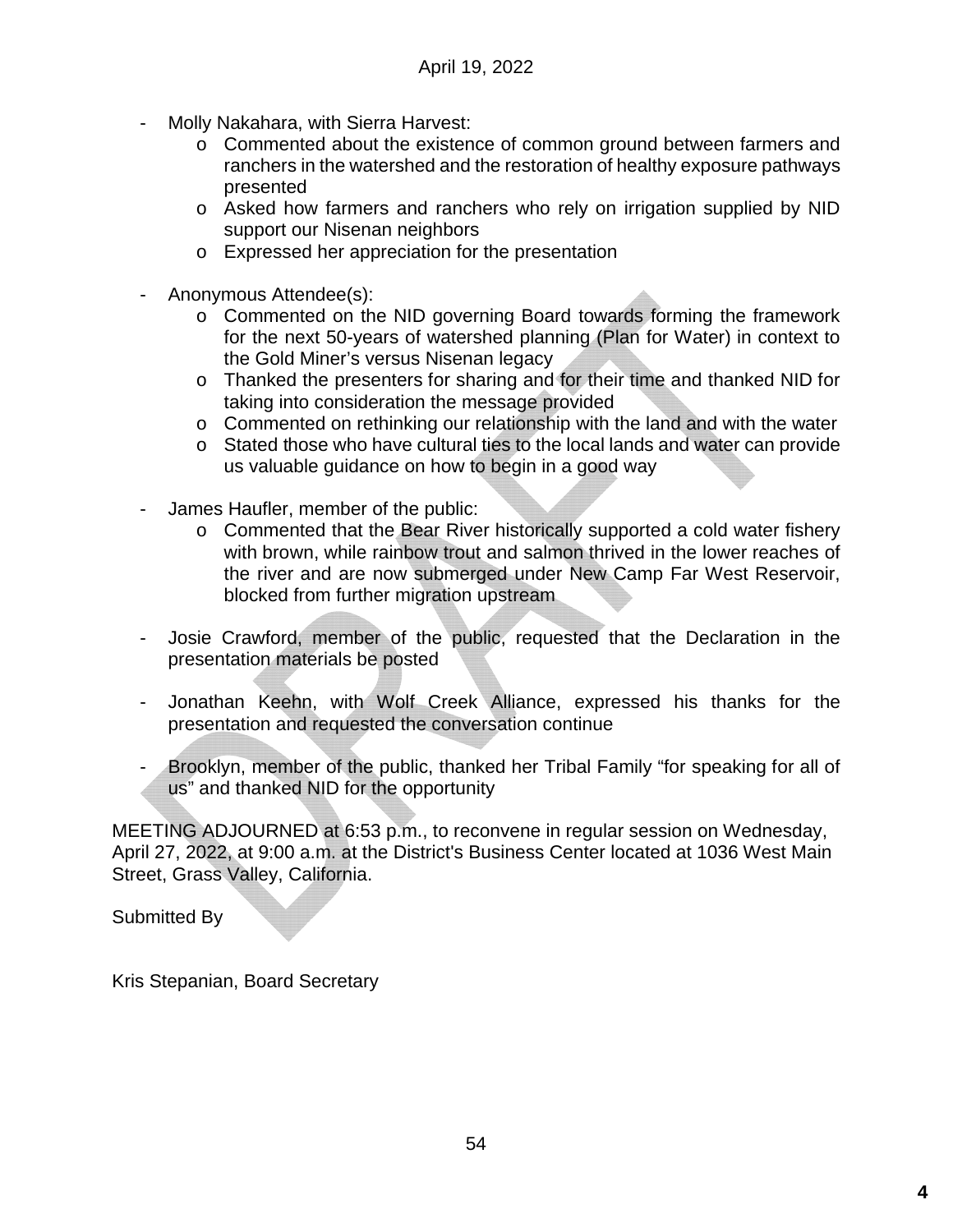- Molly Nakahara, with Sierra Harvest:
  - Commented about the existence of common ground between farmers and ranchers in the watershed and the restoration of healthy exposure pathways presented
  - Asked how farmers and ranchers who rely on irrigation supplied by NID support our Nisenan neighbors
  - Expressed her appreciation for the presentation

- Anonymous Attendee(s):
  - Commented on the NID governing Board towards forming the framework for the next 50-years of watershed planning (Plan for Water) in context to the Gold Miner's versus Nisenan legacy
  - Thanked the presenters for sharing and for their time and thanked NID for taking into consideration the message provided
  - Commented on rethinking our relationship with the land and with the water
  - Stated those who have cultural ties to the local lands and water can provide us valuable guidance on how to begin in a good way

- James Haufler, member of the public:
  - Commented that the Bear River historically supported a cold water fishery with brown, while rainbow trout and salmon thrived in the lower reaches of the river and are now submerged under New Camp Far West Reservoir, blocked from further migration upstream

- Josie Crawford, member of the public, requested that the Declaration in the presentation materials be posted

- Jonathan Keehn, with Wolf Creek Alliance, expressed his thanks for the presentation and requested the conversation continue

- Brooklyn, member of the public, thanked her Tribal Family "for speaking for all of us" and thanked NID for the opportunity

MEETING ADJOURNED at 6:53 p.m., to reconvene in regular session on Wednesday, April 27, 2022, at 9:00 a.m. at the District's Business Center located at 1036 West Main Street, Grass Valley, California.

Submitted By

Kris Stepanian, Board Secretary